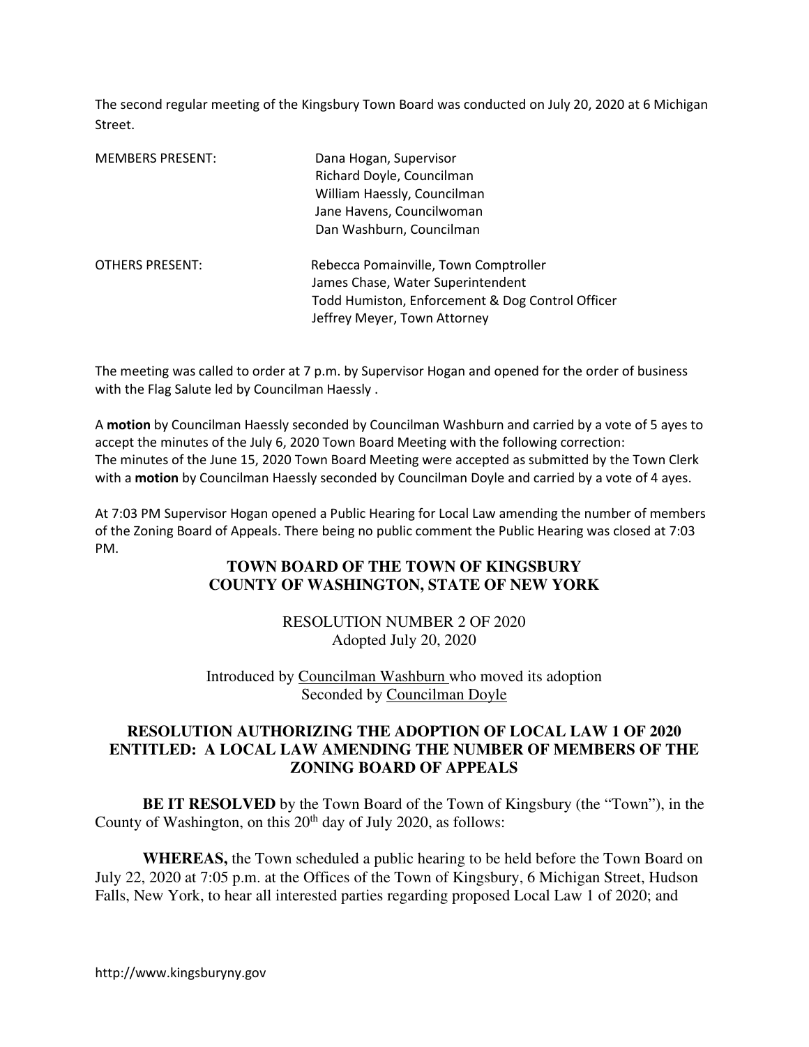The second regular meeting of the Kingsbury Town Board was conducted on July 20, 2020 at 6 Michigan Street.

| | |
|---|---|
| MEMBERS PRESENT: | Dana Hogan, Supervisor |
| | Richard Doyle, Councilman |
| | William Haessly, Councilman |
| | Jane Havens, Councilwoman |
| | Dan Washburn, Councilman |
| OTHERS PRESENT: | Rebecca Pomainville, Town Comptroller |
| | James Chase, Water Superintendent |
| | Todd Humiston, Enforcement & Dog Control Officer |
| | Jeffrey Meyer, Town Attorney |

The meeting was called to order at 7 p.m. by Supervisor Hogan and opened for the order of business with the Flag Salute led by Councilman Haessly .

A **motion** by Councilman Haessly seconded by Councilman Washburn and carried by a vote of 5 ayes to accept the minutes of the July 6, 2020 Town Board Meeting with the following correction:
The minutes of the June 15, 2020 Town Board Meeting were accepted as submitted by the Town Clerk with a **motion** by Councilman Haessly seconded by Councilman Doyle and carried by a vote of 4 ayes.

At 7:03 PM Supervisor Hogan opened a Public Hearing for Local Law amending the number of members of the Zoning Board of Appeals. There being no public comment the Public Hearing was closed at 7:03 PM.

**TOWN BOARD OF THE TOWN OF KINGSBURY**
**COUNTY OF WASHINGTON, STATE OF NEW YORK**

RESOLUTION NUMBER 2 OF 2020
Adopted July 20, 2020

Introduced by Councilman Washburn who moved its adoption
Seconded by Councilman Doyle

**RESOLUTION AUTHORIZING THE ADOPTION OF LOCAL LAW 1 OF 2020 ENTITLED: A LOCAL LAW AMENDING THE NUMBER OF MEMBERS OF THE ZONING BOARD OF APPEALS**

**BE IT RESOLVED** by the Town Board of the Town of Kingsbury (the "Town"), in the County of Washington, on this 20th day of July 2020, as follows:

**WHEREAS,** the Town scheduled a public hearing to be held before the Town Board on July 22, 2020 at 7:05 p.m. at the Offices of the Town of Kingsbury, 6 Michigan Street, Hudson Falls, New York, to hear all interested parties regarding proposed Local Law 1 of 2020; and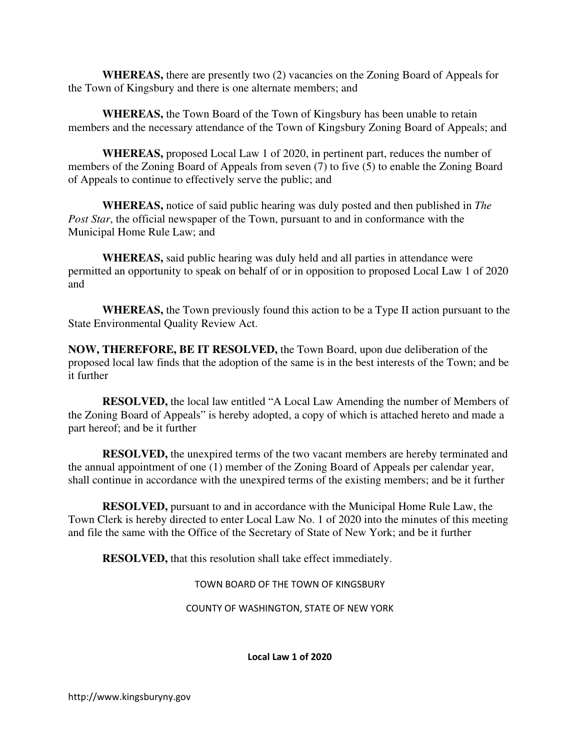**WHEREAS,** there are presently two (2) vacancies on the Zoning Board of Appeals for the Town of Kingsbury and there is one alternate members; and

**WHEREAS,** the Town Board of the Town of Kingsbury has been unable to retain members and the necessary attendance of the Town of Kingsbury Zoning Board of Appeals; and

**WHEREAS,** proposed Local Law 1 of 2020, in pertinent part, reduces the number of members of the Zoning Board of Appeals from seven (7) to five (5) to enable the Zoning Board of Appeals to continue to effectively serve the public; and

**WHEREAS,** notice of said public hearing was duly posted and then published in *The Post Star*, the official newspaper of the Town, pursuant to and in conformance with the Municipal Home Rule Law; and

**WHEREAS,** said public hearing was duly held and all parties in attendance were permitted an opportunity to speak on behalf of or in opposition to proposed Local Law 1 of 2020 and

**WHEREAS,** the Town previously found this action to be a Type II action pursuant to the State Environmental Quality Review Act.

**NOW, THEREFORE, BE IT RESOLVED,** the Town Board, upon due deliberation of the proposed local law finds that the adoption of the same is in the best interests of the Town; and be it further

**RESOLVED,** the local law entitled "A Local Law Amending the number of Members of the Zoning Board of Appeals" is hereby adopted, a copy of which is attached hereto and made a part hereof; and be it further

**RESOLVED,** the unexpired terms of the two vacant members are hereby terminated and the annual appointment of one (1) member of the Zoning Board of Appeals per calendar year, shall continue in accordance with the unexpired terms of the existing members; and be it further

**RESOLVED,** pursuant to and in accordance with the Municipal Home Rule Law, the Town Clerk is hereby directed to enter Local Law No. 1 of 2020 into the minutes of this meeting and file the same with the Office of the Secretary of State of New York; and be it further

**RESOLVED,** that this resolution shall take effect immediately.

TOWN BOARD OF THE TOWN OF KINGSBURY

COUNTY OF WASHINGTON, STATE OF NEW YORK

**Local Law 1 of 2020**

http://www.kingsburyny.gov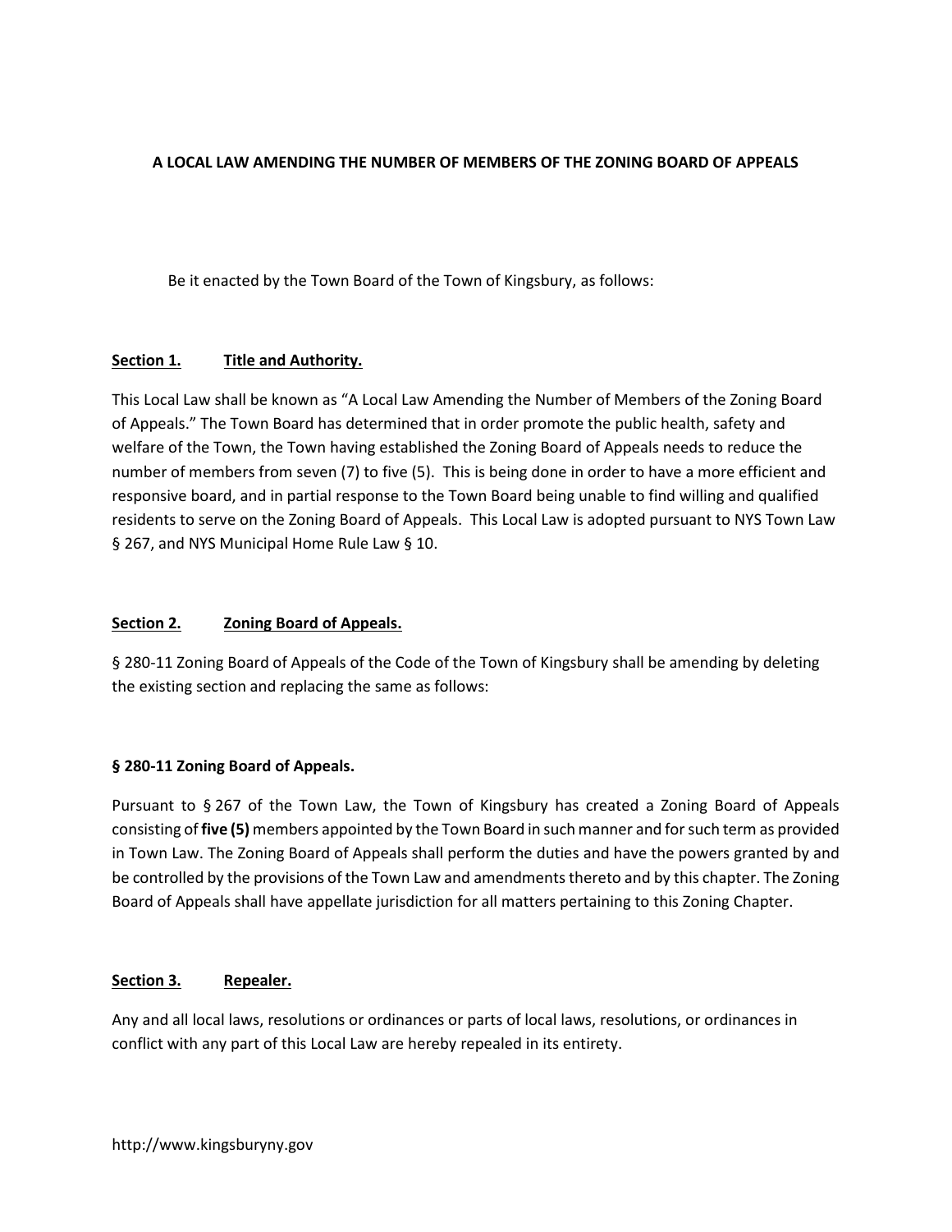**A LOCAL LAW AMENDING THE NUMBER OF MEMBERS OF THE ZONING BOARD OF APPEALS**

Be it enacted by the Town Board of the Town of Kingsbury, as follows:

**Section 1. Title and Authority.**

This Local Law shall be known as "A Local Law Amending the Number of Members of the Zoning Board of Appeals." The Town Board has determined that in order promote the public health, safety and welfare of the Town, the Town having established the Zoning Board of Appeals needs to reduce the number of members from seven (7) to five (5). This is being done in order to have a more efficient and responsive board, and in partial response to the Town Board being unable to find willing and qualified residents to serve on the Zoning Board of Appeals. This Local Law is adopted pursuant to NYS Town Law § 267, and NYS Municipal Home Rule Law § 10.

**Section 2. Zoning Board of Appeals.**

§ 280-11 Zoning Board of Appeals of the Code of the Town of Kingsbury shall be amending by deleting the existing section and replacing the same as follows:

**§ 280-11 Zoning Board of Appeals.**

Pursuant to § 267 of the Town Law, the Town of Kingsbury has created a Zoning Board of Appeals consisting of **five (5)** members appointed by the Town Board in such manner and for such term as provided in Town Law. The Zoning Board of Appeals shall perform the duties and have the powers granted by and be controlled by the provisions of the Town Law and amendments thereto and by this chapter. The Zoning Board of Appeals shall have appellate jurisdiction for all matters pertaining to this Zoning Chapter.

**Section 3. Repealer.**

Any and all local laws, resolutions or ordinances or parts of local laws, resolutions, or ordinances in conflict with any part of this Local Law are hereby repealed in its entirety.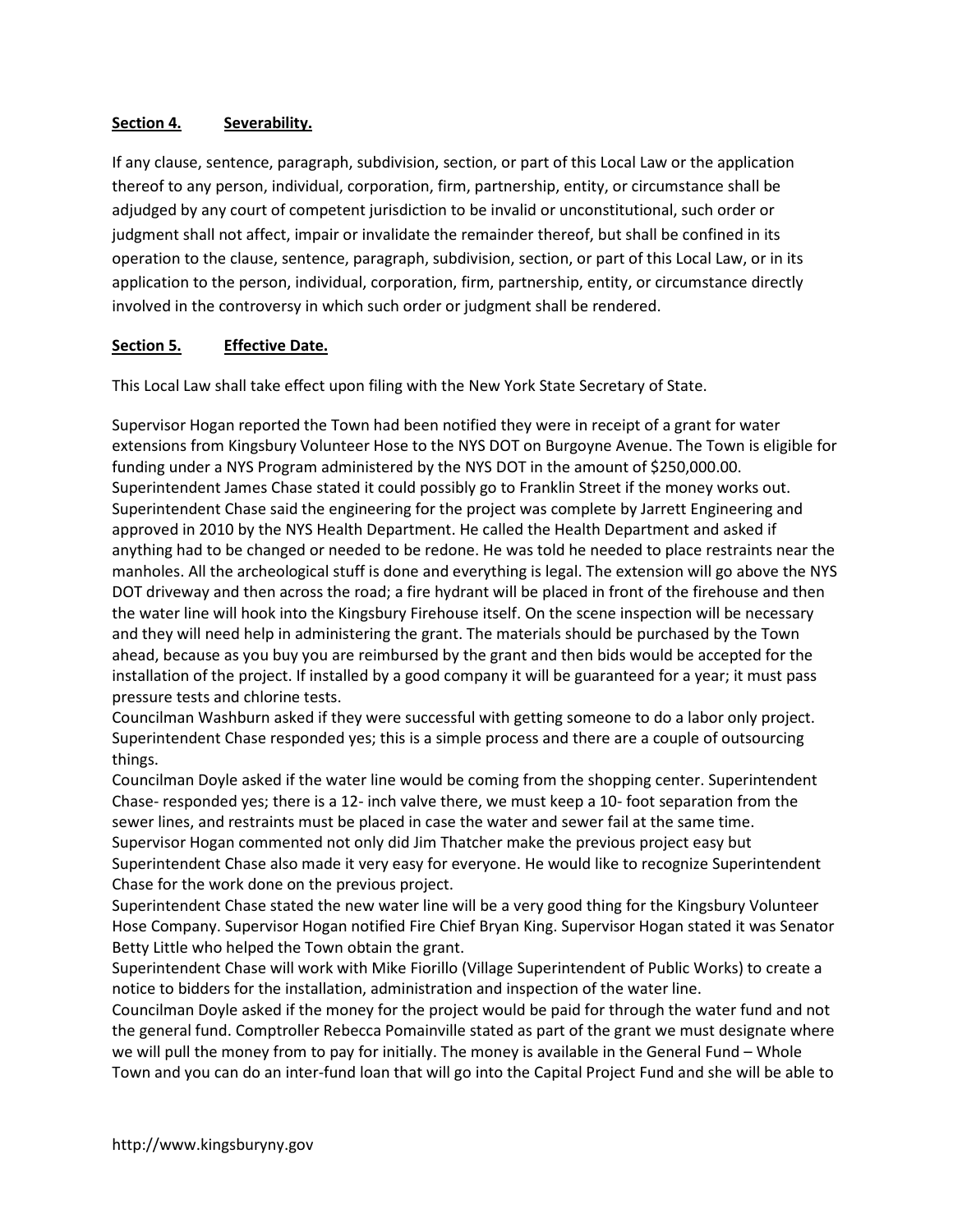**Section 4. Severability.**

If any clause, sentence, paragraph, subdivision, section, or part of this Local Law or the application thereof to any person, individual, corporation, firm, partnership, entity, or circumstance shall be adjudged by any court of competent jurisdiction to be invalid or unconstitutional, such order or judgment shall not affect, impair or invalidate the remainder thereof, but shall be confined in its operation to the clause, sentence, paragraph, subdivision, section, or part of this Local Law, or in its application to the person, individual, corporation, firm, partnership, entity, or circumstance directly involved in the controversy in which such order or judgment shall be rendered.

**Section 5. Effective Date.**

This Local Law shall take effect upon filing with the New York State Secretary of State.

Supervisor Hogan reported the Town had been notified they were in receipt of a grant for water extensions from Kingsbury Volunteer Hose to the NYS DOT on Burgoyne Avenue. The Town is eligible for funding under a NYS Program administered by the NYS DOT in the amount of $250,000.00.
Superintendent James Chase stated it could possibly go to Franklin Street if the money works out. Superintendent Chase said the engineering for the project was complete by Jarrett Engineering and approved in 2010 by the NYS Health Department. He called the Health Department and asked if anything had to be changed or needed to be redone. He was told he needed to place restraints near the manholes. All the archeological stuff is done and everything is legal. The extension will go above the NYS DOT driveway and then across the road; a fire hydrant will be placed in front of the firehouse and then the water line will hook into the Kingsbury Firehouse itself. On the scene inspection will be necessary and they will need help in administering the grant. The materials should be purchased by the Town ahead, because as you buy you are reimbursed by the grant and then bids would be accepted for the installation of the project. If installed by a good company it will be guaranteed for a year; it must pass pressure tests and chlorine tests.
Councilman Washburn asked if they were successful with getting someone to do a labor only project. Superintendent Chase responded yes; this is a simple process and there are a couple of outsourcing things.
Councilman Doyle asked if the water line would be coming from the shopping center. Superintendent Chase- responded yes; there is a 12- inch valve there, we must keep a 10- foot separation from the sewer lines, and restraints must be placed in case the water and sewer fail at the same time.
Supervisor Hogan commented not only did Jim Thatcher make the previous project easy but Superintendent Chase also made it very easy for everyone. He would like to recognize Superintendent Chase for the work done on the previous project.
Superintendent Chase stated the new water line will be a very good thing for the Kingsbury Volunteer Hose Company. Supervisor Hogan notified Fire Chief Bryan King. Supervisor Hogan stated it was Senator Betty Little who helped the Town obtain the grant.
Superintendent Chase will work with Mike Fiorillo (Village Superintendent of Public Works) to create a notice to bidders for the installation, administration and inspection of the water line.
Councilman Doyle asked if the money for the project would be paid for through the water fund and not the general fund. Comptroller Rebecca Pomainville stated as part of the grant we must designate where we will pull the money from to pay for initially. The money is available in the General Fund – Whole Town and you can do an inter-fund loan that will go into the Capital Project Fund and she will be able to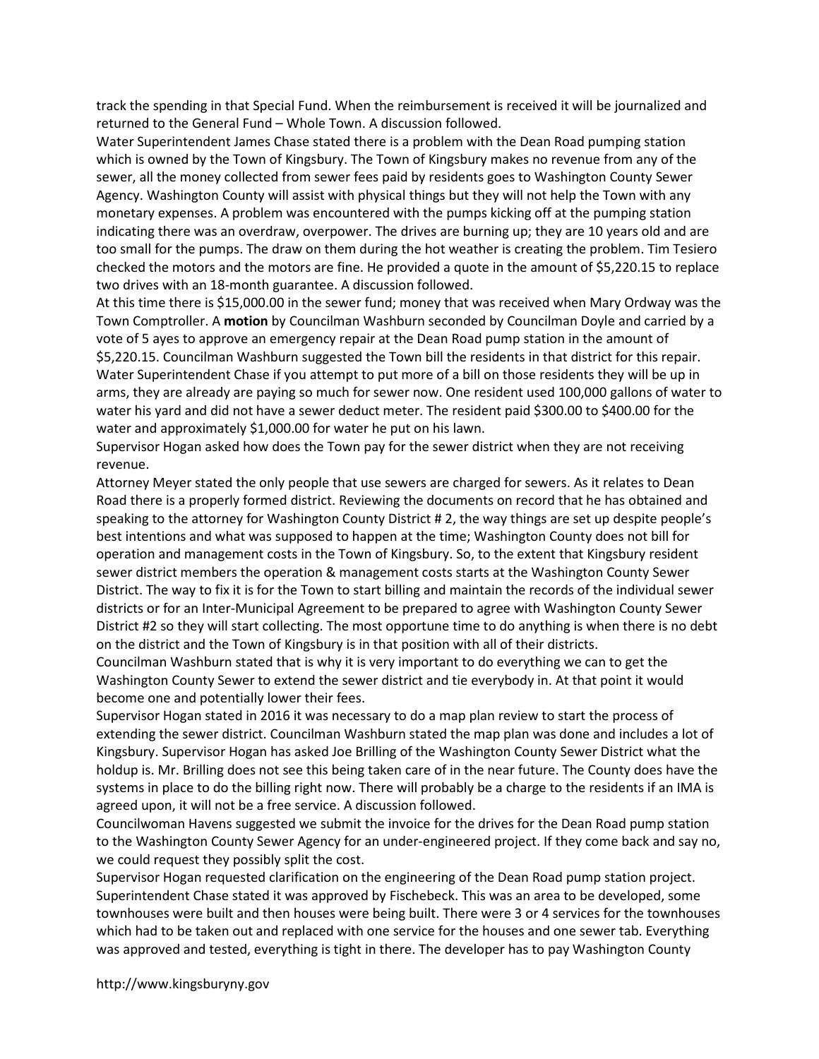track the spending in that Special Fund. When the reimbursement is received it will be journalized and returned to the General Fund – Whole Town. A discussion followed.

Water Superintendent James Chase stated there is a problem with the Dean Road pumping station which is owned by the Town of Kingsbury. The Town of Kingsbury makes no revenue from any of the sewer, all the money collected from sewer fees paid by residents goes to Washington County Sewer Agency. Washington County will assist with physical things but they will not help the Town with any monetary expenses. A problem was encountered with the pumps kicking off at the pumping station indicating there was an overdraw, overpower. The drives are burning up; they are 10 years old and are too small for the pumps. The draw on them during the hot weather is creating the problem. Tim Tesiero checked the motors and the motors are fine. He provided a quote in the amount of $5,220.15 to replace two drives with an 18-month guarantee. A discussion followed.

At this time there is $15,000.00 in the sewer fund; money that was received when Mary Ordway was the Town Comptroller. A **motion** by Councilman Washburn seconded by Councilman Doyle and carried by a vote of 5 ayes to approve an emergency repair at the Dean Road pump station in the amount of $5,220.15. Councilman Washburn suggested the Town bill the residents in that district for this repair. Water Superintendent Chase if you attempt to put more of a bill on those residents they will be up in arms, they are already are paying so much for sewer now. One resident used 100,000 gallons of water to water his yard and did not have a sewer deduct meter. The resident paid $300.00 to $400.00 for the water and approximately $1,000.00 for water he put on his lawn.

Supervisor Hogan asked how does the Town pay for the sewer district when they are not receiving revenue.

Attorney Meyer stated the only people that use sewers are charged for sewers. As it relates to Dean Road there is a properly formed district. Reviewing the documents on record that he has obtained and speaking to the attorney for Washington County District # 2, the way things are set up despite people's best intentions and what was supposed to happen at the time; Washington County does not bill for operation and management costs in the Town of Kingsbury. So, to the extent that Kingsbury resident sewer district members the operation & management costs starts at the Washington County Sewer District. The way to fix it is for the Town to start billing and maintain the records of the individual sewer districts or for an Inter-Municipal Agreement to be prepared to agree with Washington County Sewer District #2 so they will start collecting. The most opportune time to do anything is when there is no debt on the district and the Town of Kingsbury is in that position with all of their districts.

Councilman Washburn stated that is why it is very important to do everything we can to get the Washington County Sewer to extend the sewer district and tie everybody in. At that point it would become one and potentially lower their fees.

Supervisor Hogan stated in 2016 it was necessary to do a map plan review to start the process of extending the sewer district. Councilman Washburn stated the map plan was done and includes a lot of Kingsbury. Supervisor Hogan has asked Joe Brilling of the Washington County Sewer District what the holdup is. Mr. Brilling does not see this being taken care of in the near future. The County does have the systems in place to do the billing right now. There will probably be a charge to the residents if an IMA is agreed upon, it will not be a free service. A discussion followed.

Councilwoman Havens suggested we submit the invoice for the drives for the Dean Road pump station to the Washington County Sewer Agency for an under-engineered project. If they come back and say no, we could request they possibly split the cost.

Supervisor Hogan requested clarification on the engineering of the Dean Road pump station project. Superintendent Chase stated it was approved by Fischebeck. This was an area to be developed, some townhouses were built and then houses were being built. There were 3 or 4 services for the townhouses which had to be taken out and replaced with one service for the houses and one sewer tab. Everything was approved and tested, everything is tight in there. The developer has to pay Washington County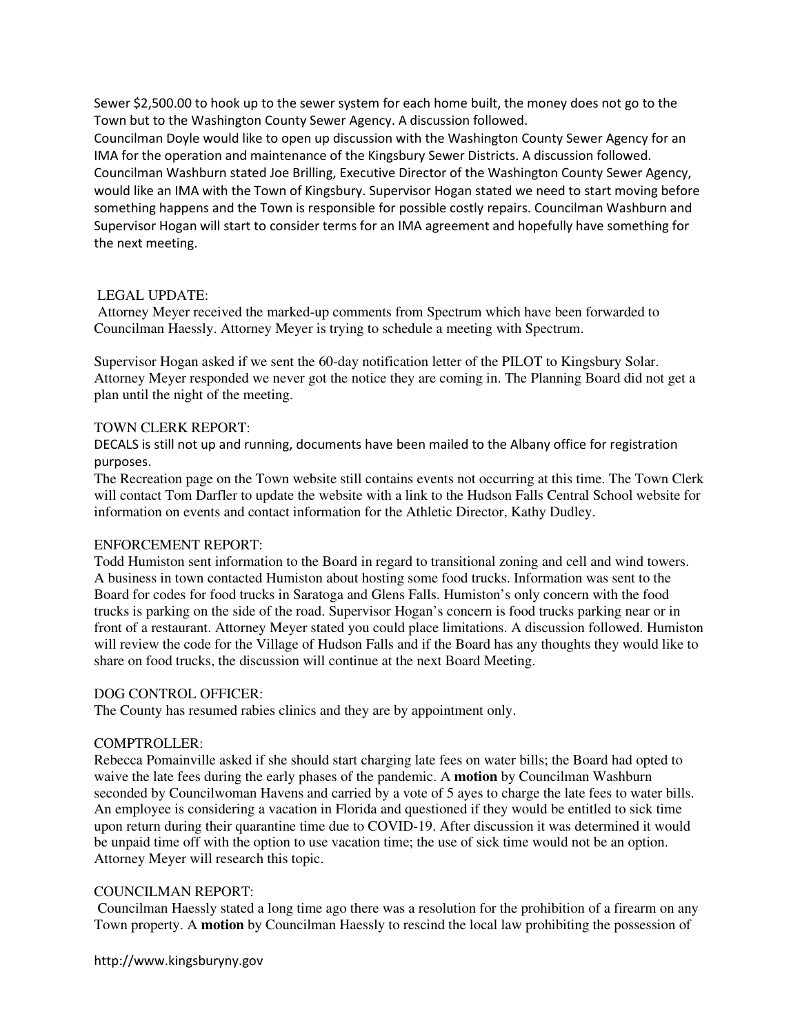Sewer $2,500.00 to hook up to the sewer system for each home built, the money does not go to the Town but to the Washington County Sewer Agency. A discussion followed.
Councilman Doyle would like to open up discussion with the Washington County Sewer Agency for an IMA for the operation and maintenance of the Kingsbury Sewer Districts. A discussion followed. Councilman Washburn stated Joe Brilling, Executive Director of the Washington County Sewer Agency, would like an IMA with the Town of Kingsbury. Supervisor Hogan stated we need to start moving before something happens and the Town is responsible for possible costly repairs. Councilman Washburn and Supervisor Hogan will start to consider terms for an IMA agreement and hopefully have something for the next meeting.

LEGAL UPDATE:
Attorney Meyer received the marked-up comments from Spectrum which have been forwarded to Councilman Haessly. Attorney Meyer is trying to schedule a meeting with Spectrum.

Supervisor Hogan asked if we sent the 60-day notification letter of the PILOT to Kingsbury Solar. Attorney Meyer responded we never got the notice they are coming in. The Planning Board did not get a plan until the night of the meeting.

TOWN CLERK REPORT:
DECALS is still not up and running, documents have been mailed to the Albany office for registration purposes.
The Recreation page on the Town website still contains events not occurring at this time. The Town Clerk will contact Tom Darfler to update the website with a link to the Hudson Falls Central School website for information on events and contact information for the Athletic Director, Kathy Dudley.

ENFORCEMENT REPORT:
Todd Humiston sent information to the Board in regard to transitional zoning and cell and wind towers. A business in town contacted Humiston about hosting some food trucks. Information was sent to the Board for codes for food trucks in Saratoga and Glens Falls. Humiston's only concern with the food trucks is parking on the side of the road. Supervisor Hogan's concern is food trucks parking near or in front of a restaurant. Attorney Meyer stated you could place limitations. A discussion followed. Humiston will review the code for the Village of Hudson Falls and if the Board has any thoughts they would like to share on food trucks, the discussion will continue at the next Board Meeting.

DOG CONTROL OFFICER:
The County has resumed rabies clinics and they are by appointment only.

COMPTROLLER:
Rebecca Pomainville asked if she should start charging late fees on water bills; the Board had opted to waive the late fees during the early phases of the pandemic. A **motion** by Councilman Washburn seconded by Councilwoman Havens and carried by a vote of 5 ayes to charge the late fees to water bills. An employee is considering a vacation in Florida and questioned if they would be entitled to sick time upon return during their quarantine time due to COVID-19. After discussion it was determined it would be unpaid time off with the option to use vacation time; the use of sick time would not be an option. Attorney Meyer will research this topic.

COUNCILMAN REPORT:
Councilman Haessly stated a long time ago there was a resolution for the prohibition of a firearm on any Town property. A **motion** by Councilman Haessly to rescind the local law prohibiting the possession of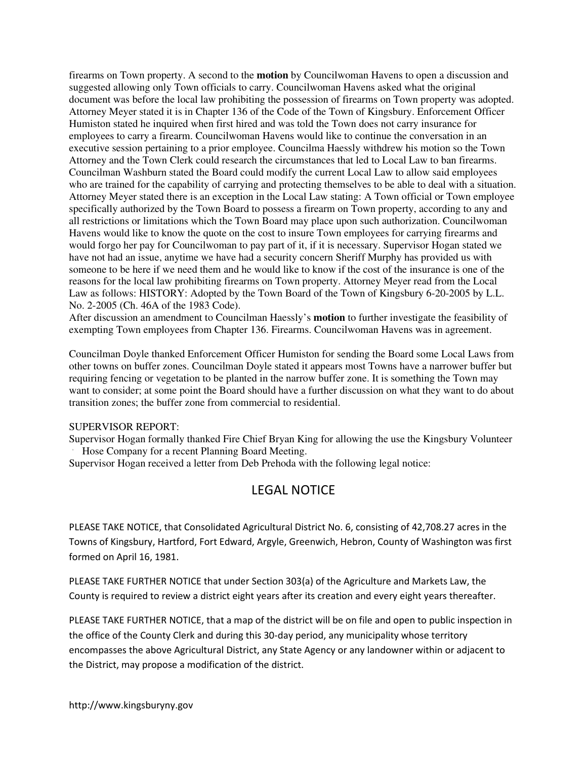firearms on Town property. A second to the **motion** by Councilwoman Havens to open a discussion and suggested allowing only Town officials to carry. Councilwoman Havens asked what the original document was before the local law prohibiting the possession of firearms on Town property was adopted. Attorney Meyer stated it is in Chapter 136 of the Code of the Town of Kingsbury. Enforcement Officer Humiston stated he inquired when first hired and was told the Town does not carry insurance for employees to carry a firearm. Councilwoman Havens would like to continue the conversation in an executive session pertaining to a prior employee. Councilma Haessly withdrew his motion so the Town Attorney and the Town Clerk could research the circumstances that led to Local Law to ban firearms. Councilman Washburn stated the Board could modify the current Local Law to allow said employees who are trained for the capability of carrying and protecting themselves to be able to deal with a situation. Attorney Meyer stated there is an exception in the Local Law stating: A Town official or Town employee specifically authorized by the Town Board to possess a firearm on Town property, according to any and all restrictions or limitations which the Town Board may place upon such authorization. Councilwoman Havens would like to know the quote on the cost to insure Town employees for carrying firearms and would forgo her pay for Councilwoman to pay part of it, if it is necessary. Supervisor Hogan stated we have not had an issue, anytime we have had a security concern Sheriff Murphy has provided us with someone to be here if we need them and he would like to know if the cost of the insurance is one of the reasons for the local law prohibiting firearms on Town property. Attorney Meyer read from the Local Law as follows: HISTORY: Adopted by the Town Board of the Town of Kingsbury 6-20-2005 by L.L. No. 2-2005 (Ch. 46A of the 1983 Code).
After discussion an amendment to Councilman Haessly's **motion** to further investigate the feasibility of exempting Town employees from Chapter 136. Firearms. Councilwoman Havens was in agreement.

Councilman Doyle thanked Enforcement Officer Humiston for sending the Board some Local Laws from other towns on buffer zones. Councilman Doyle stated it appears most Towns have a narrower buffer but requiring fencing or vegetation to be planted in the narrow buffer zone. It is something the Town may want to consider; at some point the Board should have a further discussion on what they want to do about transition zones; the buffer zone from commercial to residential.

SUPERVISOR REPORT:
Supervisor Hogan formally thanked Fire Chief Bryan King for allowing the use the Kingsbury Volunteer Hose Company for a recent Planning Board Meeting.
Supervisor Hogan received a letter from Deb Prehoda with the following legal notice:

## LEGAL NOTICE

PLEASE TAKE NOTICE, that Consolidated Agricultural District No. 6, consisting of 42,708.27 acres in the Towns of Kingsbury, Hartford, Fort Edward, Argyle, Greenwich, Hebron, County of Washington was first formed on April 16, 1981.

PLEASE TAKE FURTHER NOTICE that under Section 303(a) of the Agriculture and Markets Law, the County is required to review a district eight years after its creation and every eight years thereafter.

PLEASE TAKE FURTHER NOTICE, that a map of the district will be on file and open to public inspection in the office of the County Clerk and during this 30-day period, any municipality whose territory encompasses the above Agricultural District, any State Agency or any landowner within or adjacent to the District, may propose a modification of the district.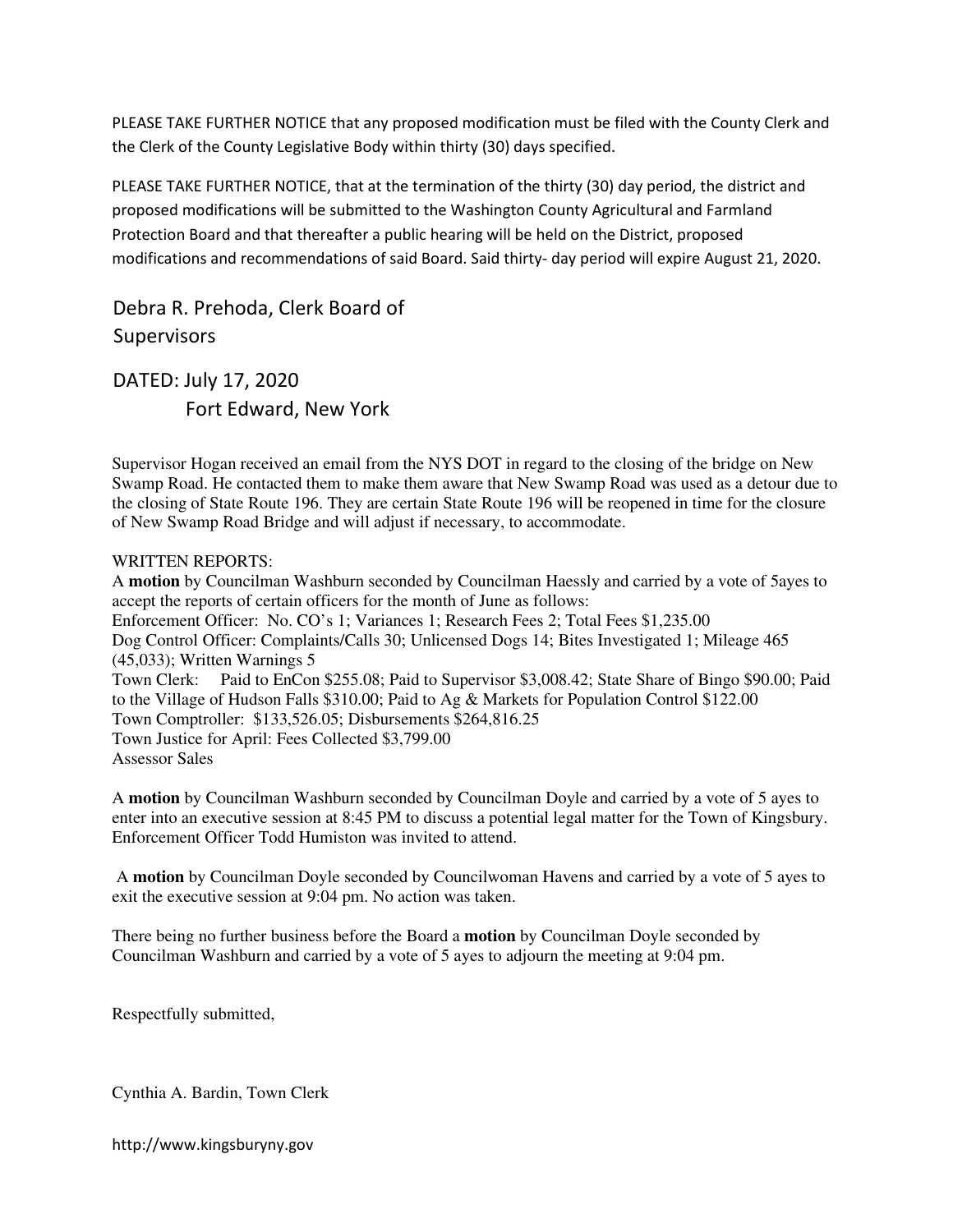PLEASE TAKE FURTHER NOTICE that any proposed modification must be filed with the County Clerk and the Clerk of the County Legislative Body within thirty (30) days specified.

PLEASE TAKE FURTHER NOTICE, that at the termination of the thirty (30) day period, the district and proposed modifications will be submitted to the Washington County Agricultural and Farmland Protection Board and that thereafter a public hearing will be held on the District, proposed modifications and recommendations of said Board. Said thirty- day period will expire August 21, 2020.

Debra R. Prehoda, Clerk Board of Supervisors

DATED: July 17, 2020
Fort Edward, New York

Supervisor Hogan received an email from the NYS DOT in regard to the closing of the bridge on New Swamp Road. He contacted them to make them aware that New Swamp Road was used as a detour due to the closing of State Route 196. They are certain State Route 196 will be reopened in time for the closure of New Swamp Road Bridge and will adjust if necessary, to accommodate.

WRITTEN REPORTS:
A **motion** by Councilman Washburn seconded by Councilman Haessly and carried by a vote of 5ayes to accept the reports of certain officers for the month of June as follows:
Enforcement Officer: No. CO's 1; Variances 1; Research Fees 2; Total Fees $1,235.00
Dog Control Officer: Complaints/Calls 30; Unlicensed Dogs 14; Bites Investigated 1; Mileage 465 (45,033); Written Warnings 5
Town Clerk: Paid to EnCon $255.08; Paid to Supervisor $3,008.42; State Share of Bingo $90.00; Paid to the Village of Hudson Falls $310.00; Paid to Ag & Markets for Population Control $122.00
Town Comptroller: $133,526.05; Disbursements $264,816.25
Town Justice for April: Fees Collected $3,799.00
Assessor Sales

A **motion** by Councilman Washburn seconded by Councilman Doyle and carried by a vote of 5 ayes to enter into an executive session at 8:45 PM to discuss a potential legal matter for the Town of Kingsbury. Enforcement Officer Todd Humiston was invited to attend.

A **motion** by Councilman Doyle seconded by Councilwoman Havens and carried by a vote of 5 ayes to exit the executive session at 9:04 pm. No action was taken.

There being no further business before the Board a **motion** by Councilman Doyle seconded by Councilman Washburn and carried by a vote of 5 ayes to adjourn the meeting at 9:04 pm.

Respectfully submitted,

Cynthia A. Bardin, Town Clerk

http://www.kingsburyny.gov